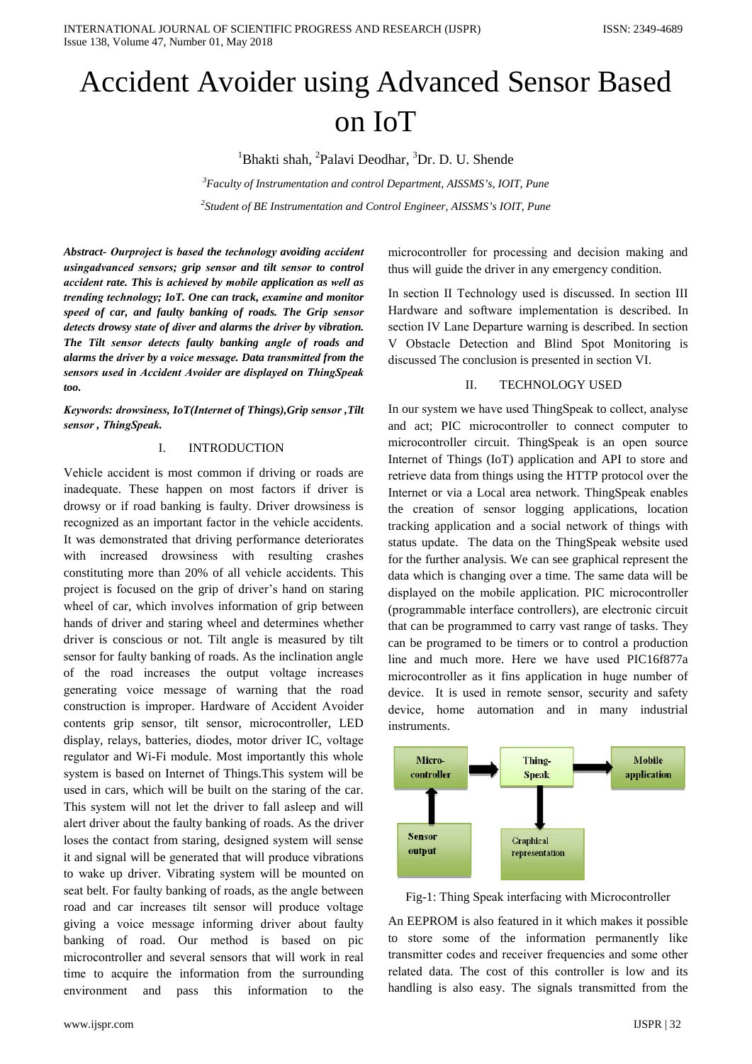# Accident Avoider using Advanced Sensor Based on IoT

[1]Bhakti shah, [2]Palavi Deodhar, [3]Dr. D. U. Shende

[3]*Faculty of Instrumentation and control Department, AISSMS's, IOIT, Pune*

[2]*Student of BE Instrumentation and Control Engineer, AISSMS's IOIT, Pune*

***Abstract- Ourproject is based the technology avoiding accident usingadvanced sensors; grip sensor and tilt sensor to control accident rate. This is achieved by mobile application as well as trending technology; IoT. One can track, examine and monitor speed of car, and faulty banking of roads. The Grip sensor detects drowsy state of diver and alarms the driver by vibration. The Tilt sensor detects faulty banking of roads and alarms the driver by a voice message. Data transmitted from the sensors used in Accident Avoider are displayed on ThingSpeak too.***

***Keywords: drowsiness, IoT(Internet of Things),Grip sensor ,Tilt sensor , ThingSpeak.***

## I. INTRODUCTION

Vehicle accident is most common if driving or roads are inadequate. These happen on most factors if driver is drowsy or if road banking is faulty. Driver drowsiness is recognized as an important factor in the vehicle accidents. It was demonstrated that driving performance deteriorates with increased drowsiness with resulting crashes constituting more than 20% of all vehicle accidents. This project is focused on the grip of driver's hand on staring wheel of car, which involves information of grip between hands of driver and staring wheel and determines whether driver is conscious or not. Tilt angle is measured by tilt sensor for faulty banking of roads. As the inclination angle of the road increases the output voltage increases generating voice message of warning that the road construction is improper. Hardware of Accident Avoider contents grip sensor, tilt sensor, microcontroller, LED display, relays, batteries, diodes, motor driver IC, voltage regulator and Wi-Fi module. Most importantly this whole system is based on Internet of Things.This system will be used in cars, which will be built on the staring of the car. This system will not let the driver to fall asleep and will alert driver about the faulty banking of roads. As the driver loses the contact from staring, designed system will sense it and signal will be generated that will produce vibrations to wake up driver. Vibrating system will be mounted on seat belt. For faulty banking of roads, as the angle between road and car increases tilt sensor will produce voltage giving a voice message informing driver about faulty banking of road. Our method is based on pic microcontroller and several sensors that will work in real time to acquire the information from the surrounding environment and pass this information to the microcontroller for processing and decision making and thus will guide the driver in any emergency condition.

In section II Technology used is discussed. In section III Hardware and software implementation is described. In section IV Lane Departure warning is described. In section V Obstacle Detection and Blind Spot Monitoring is discussed The conclusion is presented in section VI.

## II. TECHNOLOGY USED

In our system we have used ThingSpeak to collect, analyse and act; PIC microcontroller to connect computer to microcontroller circuit. ThingSpeak is an open source Internet of Things (IoT) application and API to store and retrieve data from things using the HTTP protocol over the Internet or via a Local area network. ThingSpeak enables the creation of sensor logging applications, location tracking application and a social network of things with status update. The data on the ThingSpeak website used for the further analysis. We can see graphical represent the data which is changing over a time. The same data will be displayed on the mobile application. PIC microcontroller (programmable interface controllers), are electronic circuit that can be programmed to carry vast range of tasks. They can be programed to be timers or to control a production line and much more. Here we have used PIC16f877a microcontroller as it fins application in huge number of device. It is used in remote sensor, security and safety device, home automation and in many industrial instruments.

Micro-controller → Thing-Speak → Mobile application

Sensor output → Micro-controller

Thing-Speak → Graphical representation

Fig-1: Thing Speak interfacing with Microcontroller

An EEPROM is also featured in it which makes it possible to store some of the information permanently like transmitter codes and receiver frequencies and some other related data. The cost of this controller is low and its handling is also easy. The signals transmitted from the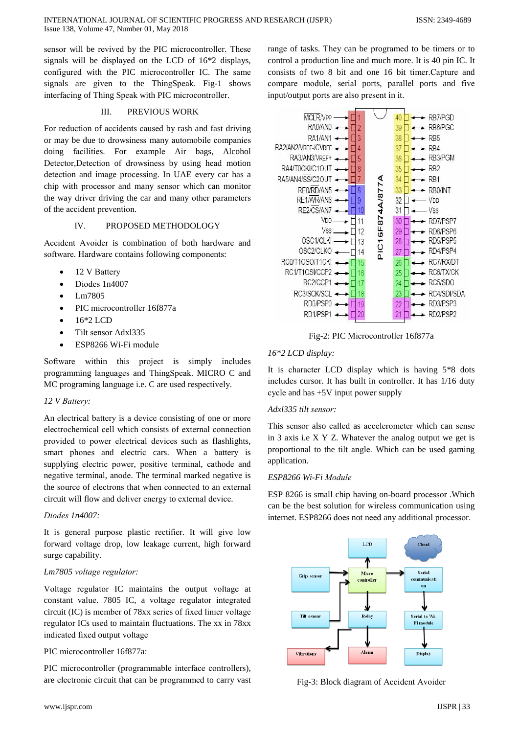sensor will be revived by the PIC microcontroller. These signals will be displayed on the LCD of 16*2 displays, configured with the PIC microcontroller IC. The same signals are given to the ThingSpeak. Fig-1 shows interfacing of Thing Speak with PIC microcontroller.

## III. PREVIOUS WORK

For reduction of accidents caused by rash and fast driving or may be due to drowsiness many automobile companies doing facilities. For example Air bags, Alcohol Detector,Detection of drowsiness by using head motion detection and image processing. In UAE every car has a chip with processor and many sensor which can monitor the way driver driving the car and many other parameters of the accident prevention.

## IV. PROPOSED METHODOLOGY

Accident Avoider is combination of both hardware and software. Hardware contains following components:

- 12 V Battery
- Diodes 1n4007
- Lm7805
- PIC microcontroller 16f877a
- 16*2 LCD
- Tilt sensor Adxl335
- ESP8266 Wi-Fi module

Software within this project is simply includes programming languages and ThingSpeak. MICRO C and MC programing language i.e. C are used respectively.

*12 V Battery:*

An electrical battery is a device consisting of one or more electrochemical cell which consists of external connection provided to power electrical devices such as flashlights, smart phones and electric cars. When a battery is supplying electric power, positive terminal, cathode and negative terminal, anode. The terminal marked negative is the source of electrons that when connected to an external circuit will flow and deliver energy to external device.

*Diodes 1n4007:*

It is general purpose plastic rectifier. It will give low forward voltage drop, low leakage current, high forward surge capability.

*Lm7805 voltage regulator:*

Voltage regulator IC maintains the output voltage at constant value. 7805 IC, a voltage regulator integrated circuit (IC) is member of 78xx series of fixed linier voltage regulator ICs used to maintain fluctuations. The xx in 78xx indicated fixed output voltage

PIC microcontroller 16f877a:

PIC microcontroller (programmable interface controllers), are electronic circuit that can be programmed to carry vast range of tasks. They can be programed to be timers or to control a production line and much more. It is 40 pin IC. It consists of two 8 bit and one 16 bit timer.Capture and compare module, serial ports, parallel ports and five input/output ports are also present in it.

Fig-2: PIC Microcontroller 16f877a

*16*2 LCD display:*

It is character LCD display which is having 5*8 dots includes cursor. It has built in controller. It has 1/16 duty cycle and has +5V input power supply

*Adxl335 tilt sensor:*

This sensor also called as accelerometer which can sense in 3 axis i.e X Y Z. Whatever the analog output we get is proportional to the tilt angle. Which can be used gaming application.

*ESP8266 Wi-Fi Module*

ESP 8266 is small chip having on-board processor .Which can be the best solution for wireless communication using internet. ESP8266 does not need any additional processor.

Fig-3: Block diagram of Accident Avoider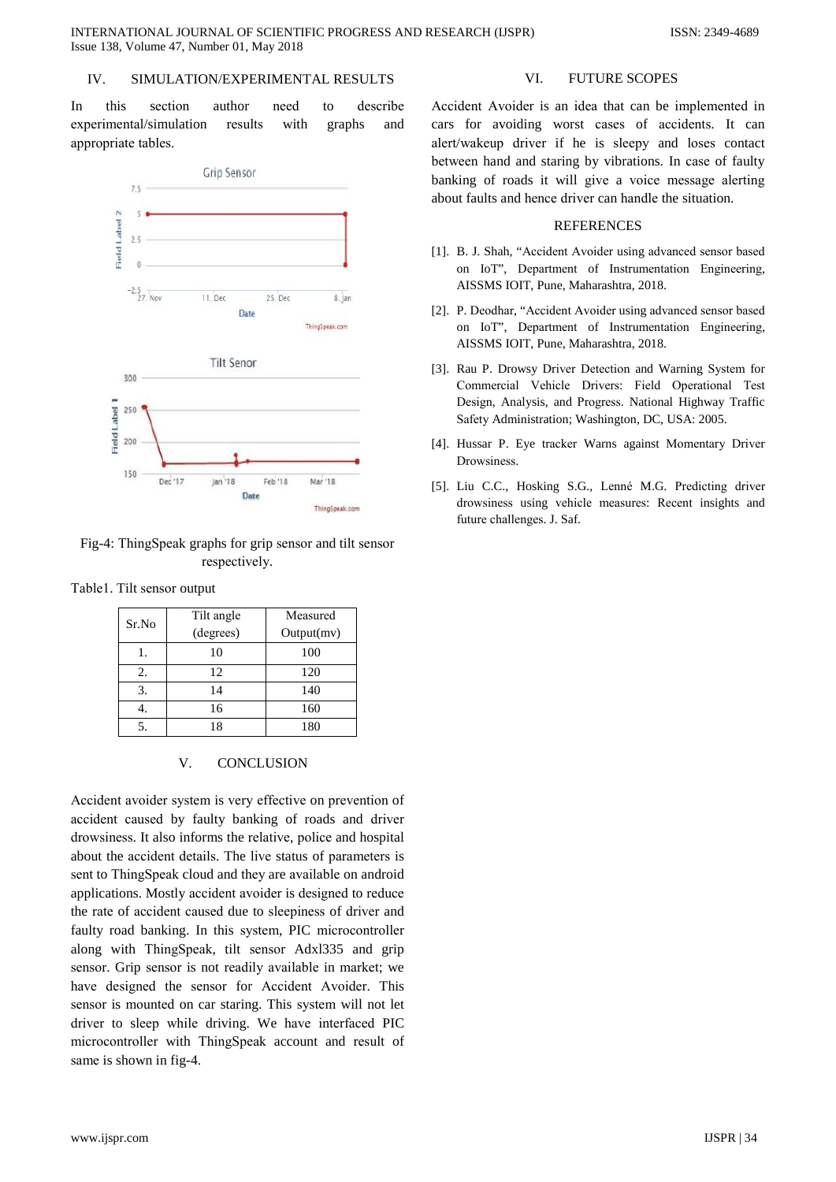## IV. SIMULATION/EXPERIMENTAL RESULTS

In this section author need to describe experimental/simulation results with graphs and appropriate tables.

Grip Sensor

Field Label 2

7.5
5
2.5
0
-2.5

27. Nov
11. Dec
25. Dec
8. Jan

Date

ThingSpeak.com

Tilt Senor

Field Label 1

300
250
200
150

Dec '17
Jan '18
Feb '18
Mar '18

Date

ThingSpeak.com

Fig-4: ThingSpeak graphs for grip sensor and tilt sensor respectively.

Table1. Tilt sensor output

| Sr.No | Tilt angle (degrees) | Measured Output(mv) |
|---|---|---|
| 1. | 10 | 100 |
| 2. | 12 | 120 |
| 3. | 14 | 140 |
| 4. | 16 | 160 |
| 5. | 18 | 180 |

## V. CONCLUSION

Accident avoider system is very effective on prevention of accident caused by faulty banking of roads and driver drowsiness. It also informs the relative, police and hospital about the accident details. The live status of parameters is sent to ThingSpeak cloud and they are available on android applications. Mostly accident avoider is designed to reduce the rate of accident caused due to sleepiness of driver and faulty road banking. In this system, PIC microcontroller along with ThingSpeak, tilt sensor Adxl335 and grip sensor. Grip sensor is not readily available in market; we have designed the sensor for Accident Avoider. This sensor is mounted on car staring. This system will not let driver to sleep while driving. We have interfaced PIC microcontroller with ThingSpeak account and result of same is shown in fig-4.

## VI. FUTURE SCOPES

Accident Avoider is an idea that can be implemented in cars for avoiding worst cases of accidents. It can alert/wakeup driver if he is sleepy and loses contact between hand and staring by vibrations. In case of faulty banking of roads it will give a voice message alerting about faults and hence driver can handle the situation.

## REFERENCES

[1]. B. J. Shah, "Accident Avoider using advanced sensor based on IoT", Department of Instrumentation Engineering, AISSMS IOIT, Pune, Maharashtra, 2018.

[2]. P. Deodhar, "Accident Avoider using advanced sensor based on IoT", Department of Instrumentation Engineering, AISSMS IOIT, Pune, Maharashtra, 2018.

[3]. Rau P. Drowsy Driver Detection and Warning System for Commercial Vehicle Drivers: Field Operational Test Design, Analysis, and Progress. National Highway Traffic Safety Administration; Washington, DC, USA: 2005.

[4]. Hussar P. Eye tracker Warns against Momentary Driver Drowsiness.

[5]. Liu C.C., Hosking S.G., Lenné M.G. Predicting driver drowsiness using vehicle measures: Recent insights and future challenges. J. Saf.